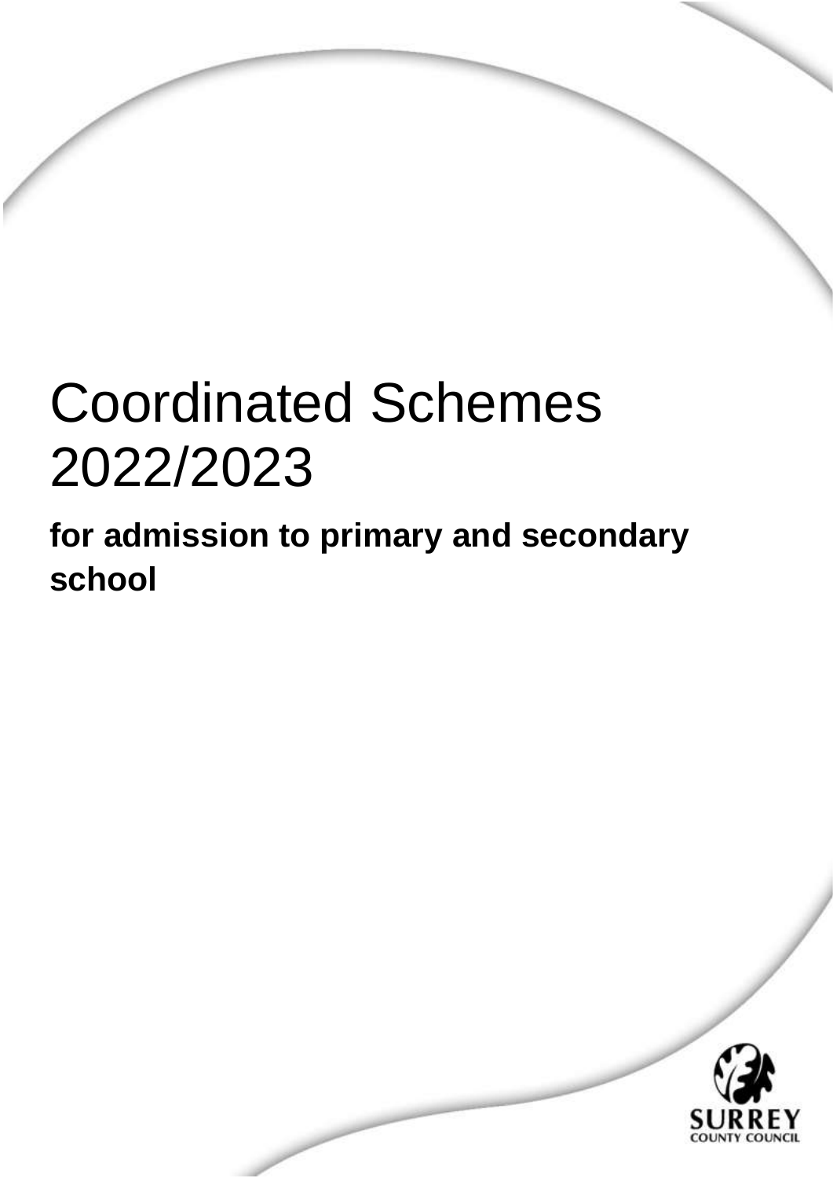# Coordinated Schemes 2022/2023

## for admission to primary and secondary school

SURREY
COUNTY COUNCIL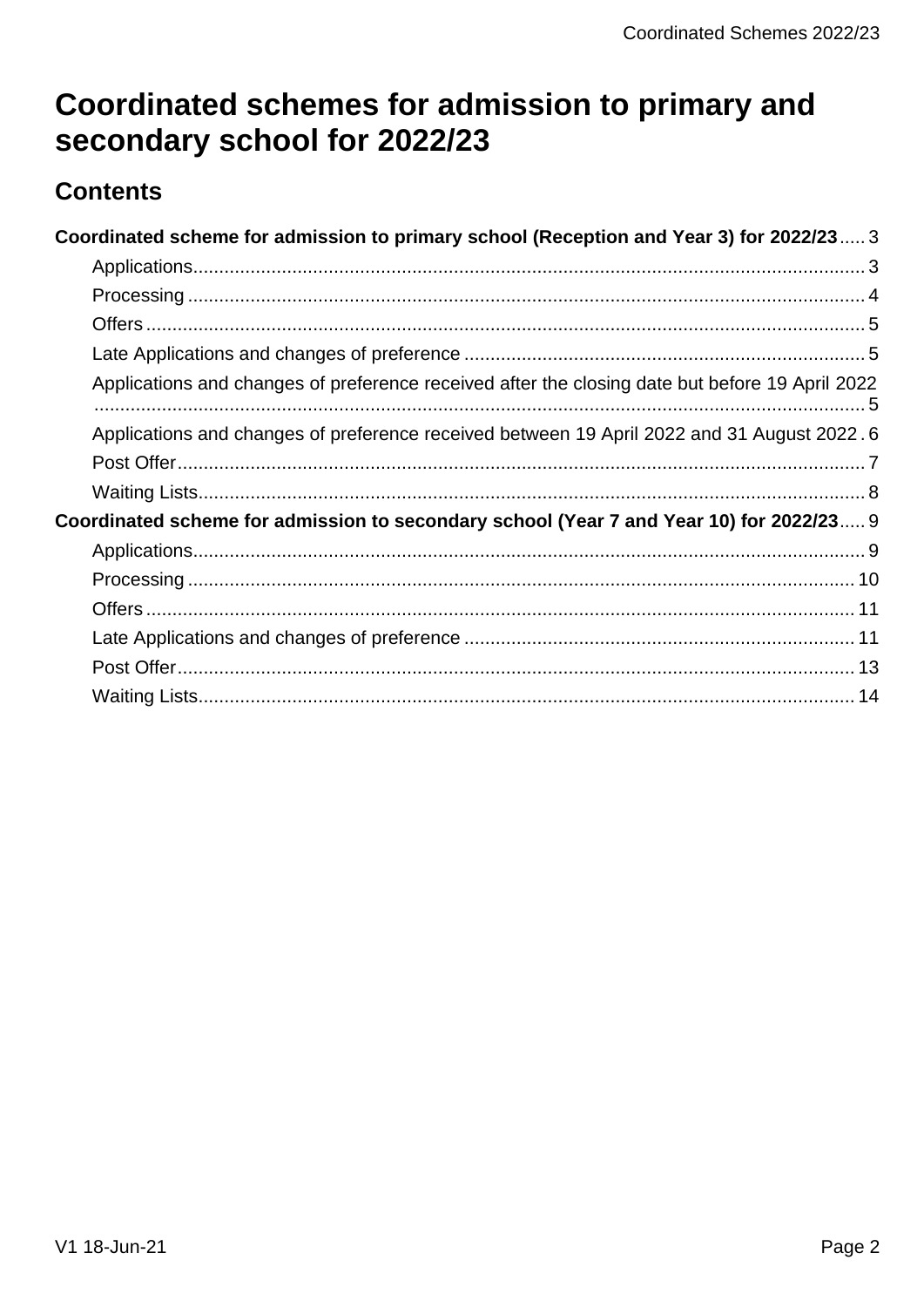# Coordinated schemes for admission to primary and secondary school for 2022/23

## Contents

**Coordinated scheme for admission to primary school (Reception and Year 3) for 2022/23** ..... 3

- Applications ..... 3
- Processing ..... 4
- Offers ..... 5
- Late Applications and changes of preference ..... 5
- Applications and changes of preference received after the closing date but before 19 April 2022 ..... 5
- Applications and changes of preference received between 19 April 2022 and 31 August 2022 . 6
- Post Offer ..... 7
- Waiting Lists ..... 8

**Coordinated scheme for admission to secondary school (Year 7 and Year 10) for 2022/23** ..... 9

- Applications ..... 9
- Processing ..... 10
- Offers ..... 11
- Late Applications and changes of preference ..... 11
- Post Offer ..... 13
- Waiting Lists ..... 14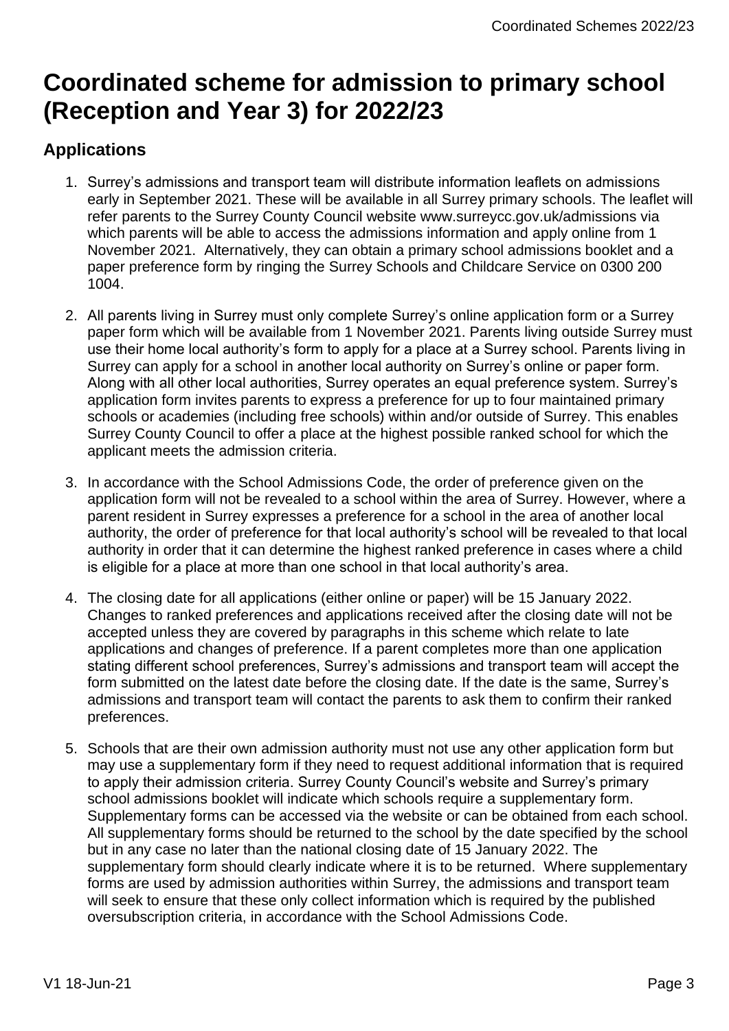# Coordinated scheme for admission to primary school (Reception and Year 3) for 2022/23

## Applications

1. Surrey's admissions and transport team will distribute information leaflets on admissions early in September 2021. These will be available in all Surrey primary schools. The leaflet will refer parents to the Surrey County Council website www.surreycc.gov.uk/admissions via which parents will be able to access the admissions information and apply online from 1 November 2021. Alternatively, they can obtain a primary school admissions booklet and a paper preference form by ringing the Surrey Schools and Childcare Service on 0300 200 1004.

2. All parents living in Surrey must only complete Surrey's online application form or a Surrey paper form which will be available from 1 November 2021. Parents living outside Surrey must use their home local authority's form to apply for a place at a Surrey school. Parents living in Surrey can apply for a school in another local authority on Surrey's online or paper form. Along with all other local authorities, Surrey operates an equal preference system. Surrey's application form invites parents to express a preference for up to four maintained primary schools or academies (including free schools) within and/or outside of Surrey. This enables Surrey County Council to offer a place at the highest possible ranked school for which the applicant meets the admission criteria.

3. In accordance with the School Admissions Code, the order of preference given on the application form will not be revealed to a school within the area of Surrey. However, where a parent resident in Surrey expresses a preference for a school in the area of another local authority, the order of preference for that local authority's school will be revealed to that local authority in order that it can determine the highest ranked preference in cases where a child is eligible for a place at more than one school in that local authority's area.

4. The closing date for all applications (either online or paper) will be 15 January 2022. Changes to ranked preferences and applications received after the closing date will not be accepted unless they are covered by paragraphs in this scheme which relate to late applications and changes of preference. If a parent completes more than one application stating different school preferences, Surrey's admissions and transport team will accept the form submitted on the latest date before the closing date. If the date is the same, Surrey's admissions and transport team will contact the parents to ask them to confirm their ranked preferences.

5. Schools that are their own admission authority must not use any other application form but may use a supplementary form if they need to request additional information that is required to apply their admission criteria. Surrey County Council's website and Surrey's primary school admissions booklet will indicate which schools require a supplementary form. Supplementary forms can be accessed via the website or can be obtained from each school. All supplementary forms should be returned to the school by the date specified by the school but in any case no later than the national closing date of 15 January 2022. The supplementary form should clearly indicate where it is to be returned. Where supplementary forms are used by admission authorities within Surrey, the admissions and transport team will seek to ensure that these only collect information which is required by the published oversubscription criteria, in accordance with the School Admissions Code.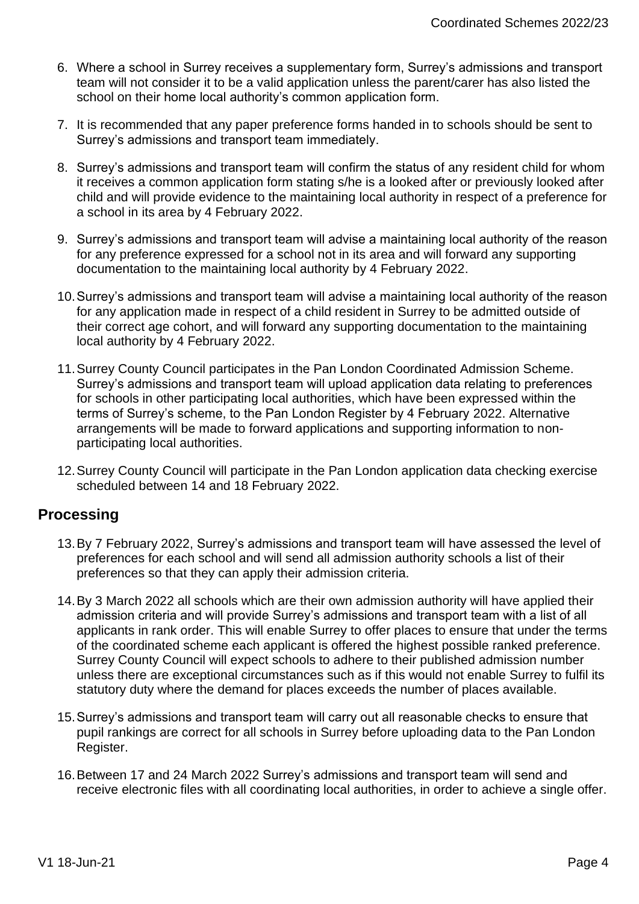6. Where a school in Surrey receives a supplementary form, Surrey's admissions and transport team will not consider it to be a valid application unless the parent/carer has also listed the school on their home local authority's common application form.

7. It is recommended that any paper preference forms handed in to schools should be sent to Surrey's admissions and transport team immediately.

8. Surrey's admissions and transport team will confirm the status of any resident child for whom it receives a common application form stating s/he is a looked after or previously looked after child and will provide evidence to the maintaining local authority in respect of a preference for a school in its area by 4 February 2022.

9. Surrey's admissions and transport team will advise a maintaining local authority of the reason for any preference expressed for a school not in its area and will forward any supporting documentation to the maintaining local authority by 4 February 2022.

10. Surrey's admissions and transport team will advise a maintaining local authority of the reason for any application made in respect of a child resident in Surrey to be admitted outside of their correct age cohort, and will forward any supporting documentation to the maintaining local authority by 4 February 2022.

11. Surrey County Council participates in the Pan London Coordinated Admission Scheme. Surrey's admissions and transport team will upload application data relating to preferences for schools in other participating local authorities, which have been expressed within the terms of Surrey's scheme, to the Pan London Register by 4 February 2022. Alternative arrangements will be made to forward applications and supporting information to non-participating local authorities.

12. Surrey County Council will participate in the Pan London application data checking exercise scheduled between 14 and 18 February 2022.

## Processing

13. By 7 February 2022, Surrey's admissions and transport team will have assessed the level of preferences for each school and will send all admission authority schools a list of their preferences so that they can apply their admission criteria.

14. By 3 March 2022 all schools which are their own admission authority will have applied their admission criteria and will provide Surrey's admissions and transport team with a list of all applicants in rank order. This will enable Surrey to offer places to ensure that under the terms of the coordinated scheme each applicant is offered the highest possible ranked preference. Surrey County Council will expect schools to adhere to their published admission number unless there are exceptional circumstances such as if this would not enable Surrey to fulfil its statutory duty where the demand for places exceeds the number of places available.

15. Surrey's admissions and transport team will carry out all reasonable checks to ensure that pupil rankings are correct for all schools in Surrey before uploading data to the Pan London Register.

16. Between 17 and 24 March 2022 Surrey's admissions and transport team will send and receive electronic files with all coordinating local authorities, in order to achieve a single offer.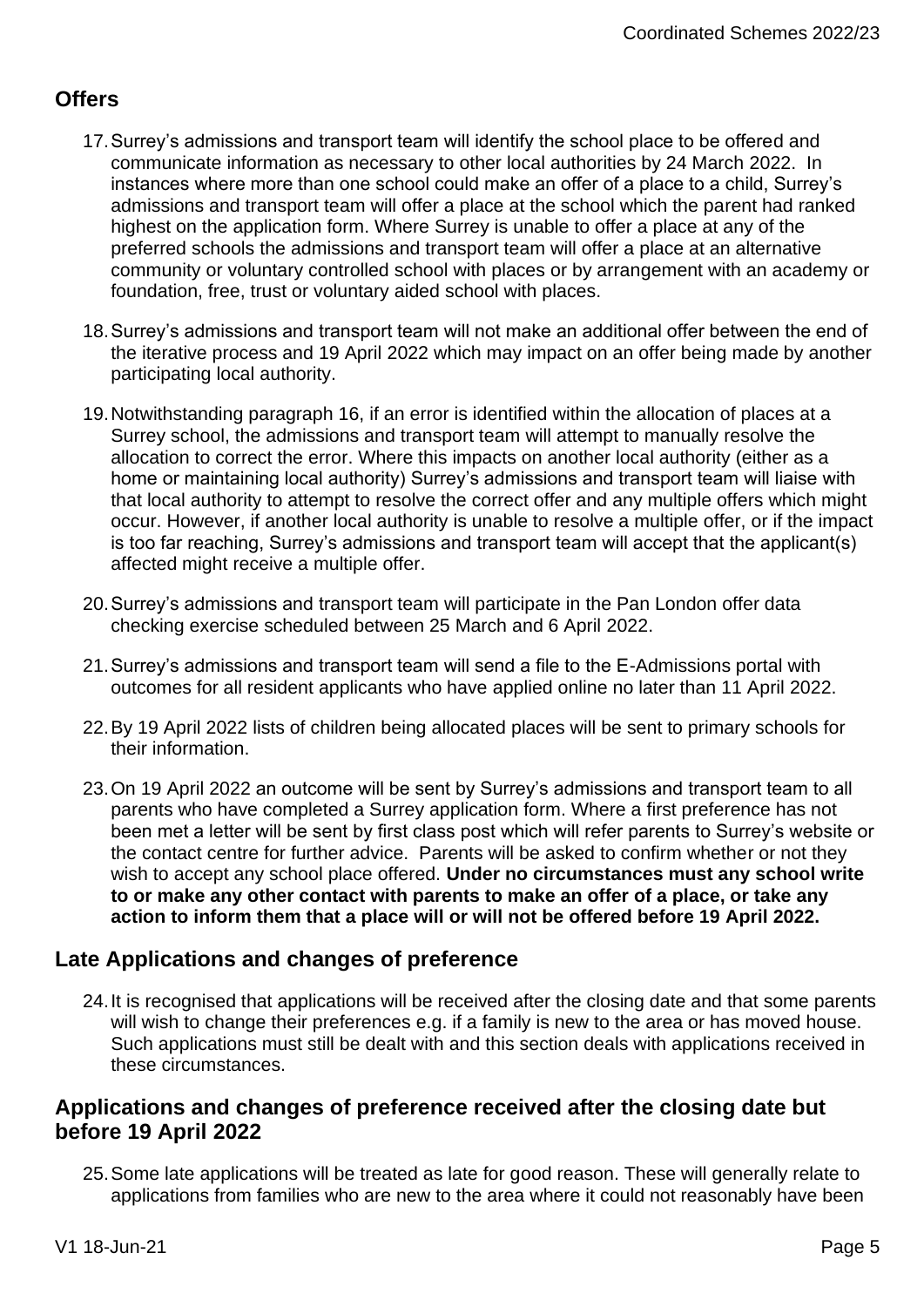## Offers

17. Surrey's admissions and transport team will identify the school place to be offered and communicate information as necessary to other local authorities by 24 March 2022. In instances where more than one school could make an offer of a place to a child, Surrey's admissions and transport team will offer a place at the school which the parent had ranked highest on the application form. Where Surrey is unable to offer a place at any of the preferred schools the admissions and transport team will offer a place at an alternative community or voluntary controlled school with places or by arrangement with an academy or foundation, free, trust or voluntary aided school with places.

18. Surrey's admissions and transport team will not make an additional offer between the end of the iterative process and 19 April 2022 which may impact on an offer being made by another participating local authority.

19. Notwithstanding paragraph 16, if an error is identified within the allocation of places at a Surrey school, the admissions and transport team will attempt to manually resolve the allocation to correct the error. Where this impacts on another local authority (either as a home or maintaining local authority) Surrey's admissions and transport team will liaise with that local authority to attempt to resolve the correct offer and any multiple offers which might occur. However, if another local authority is unable to resolve a multiple offer, or if the impact is too far reaching, Surrey's admissions and transport team will accept that the applicant(s) affected might receive a multiple offer.

20. Surrey's admissions and transport team will participate in the Pan London offer data checking exercise scheduled between 25 March and 6 April 2022.

21. Surrey's admissions and transport team will send a file to the E-Admissions portal with outcomes for all resident applicants who have applied online no later than 11 April 2022.

22. By 19 April 2022 lists of children being allocated places will be sent to primary schools for their information.

23. On 19 April 2022 an outcome will be sent by Surrey's admissions and transport team to all parents who have completed a Surrey application form. Where a first preference has not been met a letter will be sent by first class post which will refer parents to Surrey's website or the contact centre for further advice. Parents will be asked to confirm whether or not they wish to accept any school place offered. **Under no circumstances must any school write to or make any other contact with parents to make an offer of a place, or take any action to inform them that a place will or will not be offered before 19 April 2022.**

## Late Applications and changes of preference

24. It is recognised that applications will be received after the closing date and that some parents will wish to change their preferences e.g. if a family is new to the area or has moved house. Such applications must still be dealt with and this section deals with applications received in these circumstances.

## Applications and changes of preference received after the closing date but before 19 April 2022

25. Some late applications will be treated as late for good reason. These will generally relate to applications from families who are new to the area where it could not reasonably have been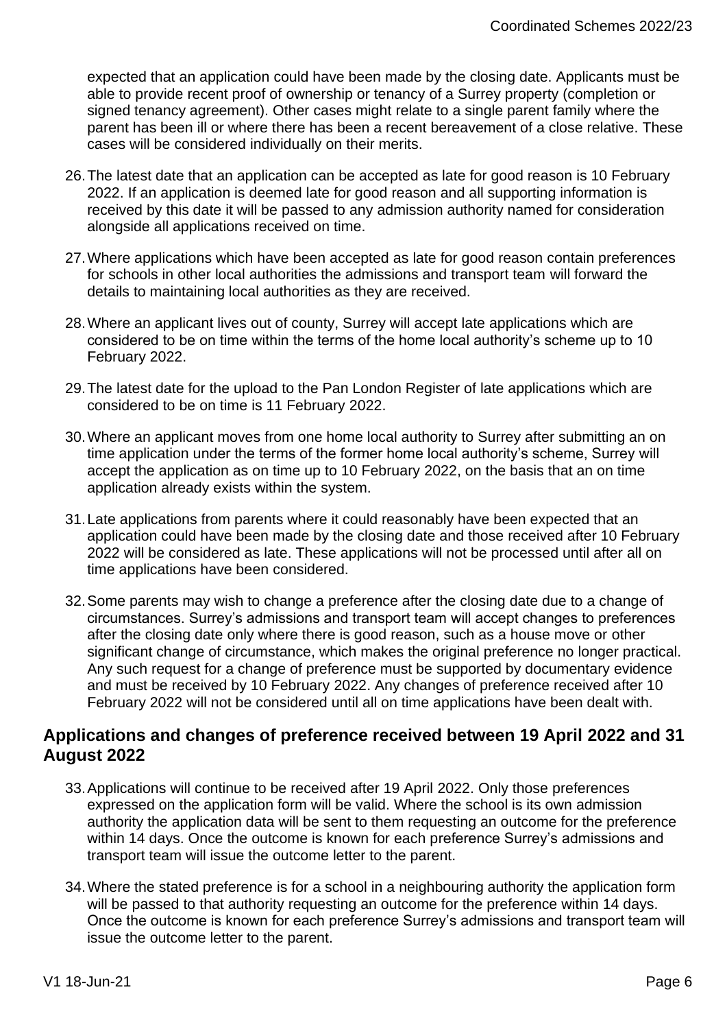expected that an application could have been made by the closing date. Applicants must be able to provide recent proof of ownership or tenancy of a Surrey property (completion or signed tenancy agreement). Other cases might relate to a single parent family where the parent has been ill or where there has been a recent bereavement of a close relative. These cases will be considered individually on their merits.

26. The latest date that an application can be accepted as late for good reason is 10 February 2022. If an application is deemed late for good reason and all supporting information is received by this date it will be passed to any admission authority named for consideration alongside all applications received on time.

27. Where applications which have been accepted as late for good reason contain preferences for schools in other local authorities the admissions and transport team will forward the details to maintaining local authorities as they are received.

28. Where an applicant lives out of county, Surrey will accept late applications which are considered to be on time within the terms of the home local authority's scheme up to 10 February 2022.

29. The latest date for the upload to the Pan London Register of late applications which are considered to be on time is 11 February 2022.

30. Where an applicant moves from one home local authority to Surrey after submitting an on time application under the terms of the former home local authority's scheme, Surrey will accept the application as on time up to 10 February 2022, on the basis that an on time application already exists within the system.

31. Late applications from parents where it could reasonably have been expected that an application could have been made by the closing date and those received after 10 February 2022 will be considered as late. These applications will not be processed until after all on time applications have been considered.

32. Some parents may wish to change a preference after the closing date due to a change of circumstances. Surrey's admissions and transport team will accept changes to preferences after the closing date only where there is good reason, such as a house move or other significant change of circumstance, which makes the original preference no longer practical. Any such request for a change of preference must be supported by documentary evidence and must be received by 10 February 2022. Any changes of preference received after 10 February 2022 will not be considered until all on time applications have been dealt with.

## Applications and changes of preference received between 19 April 2022 and 31 August 2022

33. Applications will continue to be received after 19 April 2022. Only those preferences expressed on the application form will be valid. Where the school is its own admission authority the application data will be sent to them requesting an outcome for the preference within 14 days. Once the outcome is known for each preference Surrey's admissions and transport team will issue the outcome letter to the parent.

34. Where the stated preference is for a school in a neighbouring authority the application form will be passed to that authority requesting an outcome for the preference within 14 days. Once the outcome is known for each preference Surrey's admissions and transport team will issue the outcome letter to the parent.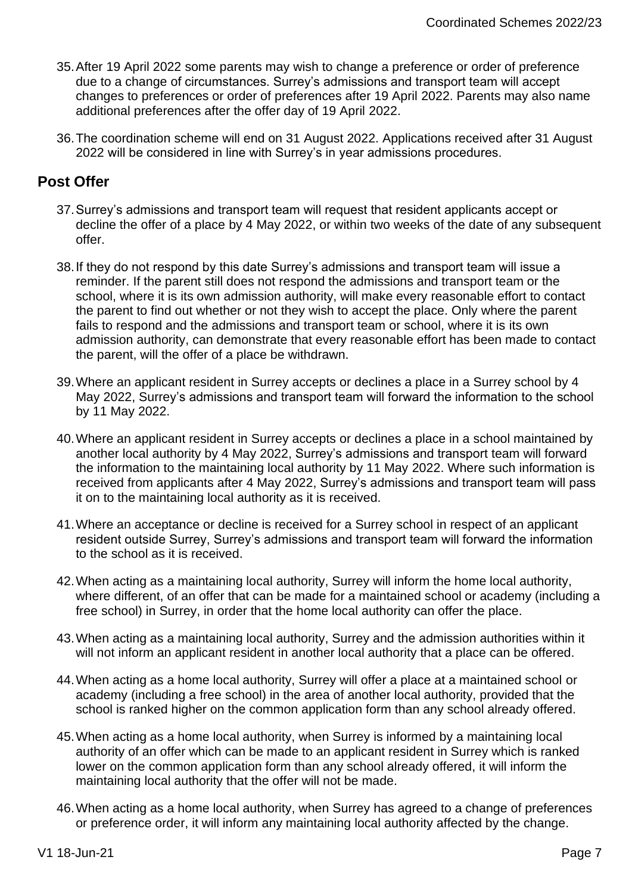35. After 19 April 2022 some parents may wish to change a preference or order of preference due to a change of circumstances. Surrey's admissions and transport team will accept changes to preferences or order of preferences after 19 April 2022. Parents may also name additional preferences after the offer day of 19 April 2022.

36. The coordination scheme will end on 31 August 2022. Applications received after 31 August 2022 will be considered in line with Surrey's in year admissions procedures.

## Post Offer

37. Surrey's admissions and transport team will request that resident applicants accept or decline the offer of a place by 4 May 2022, or within two weeks of the date of any subsequent offer.

38. If they do not respond by this date Surrey's admissions and transport team will issue a reminder. If the parent still does not respond the admissions and transport team or the school, where it is its own admission authority, will make every reasonable effort to contact the parent to find out whether or not they wish to accept the place. Only where the parent fails to respond and the admissions and transport team or school, where it is its own admission authority, can demonstrate that every reasonable effort has been made to contact the parent, will the offer of a place be withdrawn.

39. Where an applicant resident in Surrey accepts or declines a place in a Surrey school by 4 May 2022, Surrey's admissions and transport team will forward the information to the school by 11 May 2022.

40. Where an applicant resident in Surrey accepts or declines a place in a school maintained by another local authority by 4 May 2022, Surrey's admissions and transport team will forward the information to the maintaining local authority by 11 May 2022. Where such information is received from applicants after 4 May 2022, Surrey's admissions and transport team will pass it on to the maintaining local authority as it is received.

41. Where an acceptance or decline is received for a Surrey school in respect of an applicant resident outside Surrey, Surrey's admissions and transport team will forward the information to the school as it is received.

42. When acting as a maintaining local authority, Surrey will inform the home local authority, where different, of an offer that can be made for a maintained school or academy (including a free school) in Surrey, in order that the home local authority can offer the place.

43. When acting as a maintaining local authority, Surrey and the admission authorities within it will not inform an applicant resident in another local authority that a place can be offered.

44. When acting as a home local authority, Surrey will offer a place at a maintained school or academy (including a free school) in the area of another local authority, provided that the school is ranked higher on the common application form than any school already offered.

45. When acting as a home local authority, when Surrey is informed by a maintaining local authority of an offer which can be made to an applicant resident in Surrey which is ranked lower on the common application form than any school already offered, it will inform the maintaining local authority that the offer will not be made.

46. When acting as a home local authority, when Surrey has agreed to a change of preferences or preference order, it will inform any maintaining local authority affected by the change.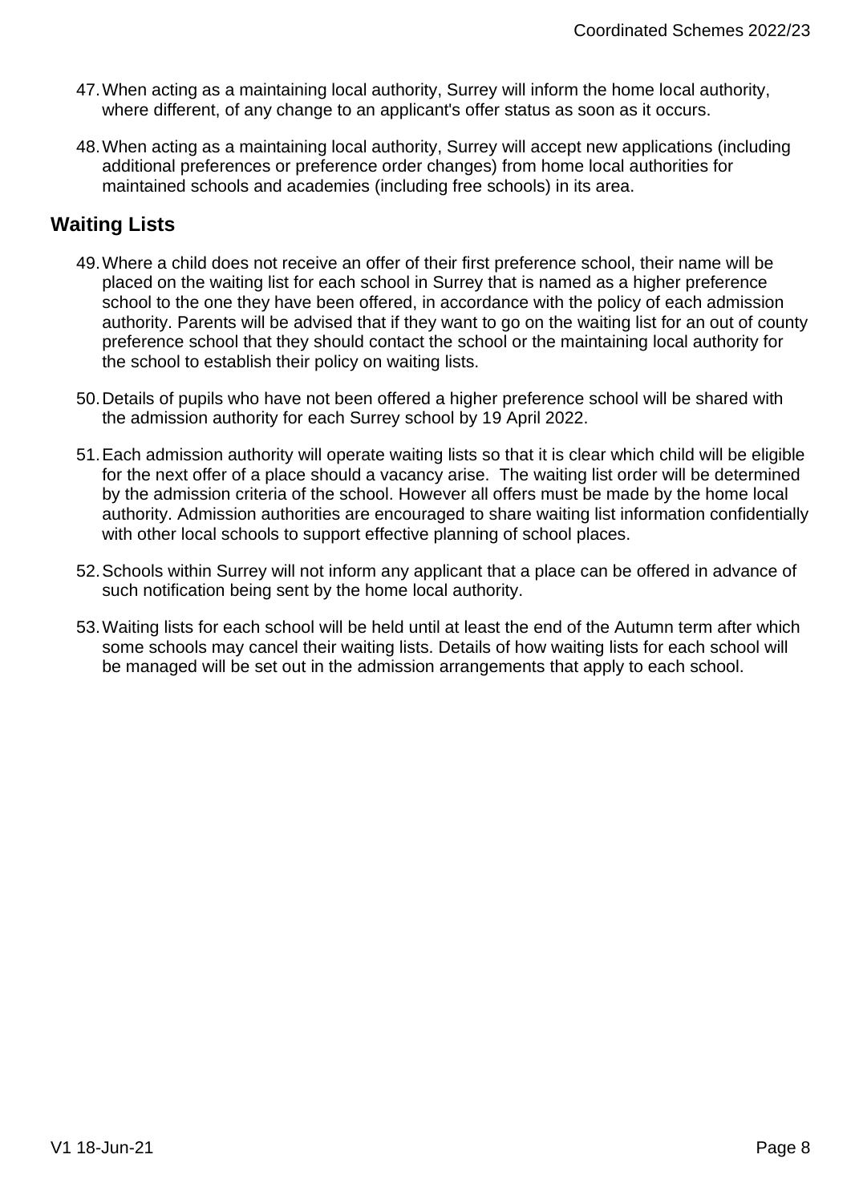47. When acting as a maintaining local authority, Surrey will inform the home local authority, where different, of any change to an applicant's offer status as soon as it occurs.

48. When acting as a maintaining local authority, Surrey will accept new applications (including additional preferences or preference order changes) from home local authorities for maintained schools and academies (including free schools) in its area.

## Waiting Lists

49. Where a child does not receive an offer of their first preference school, their name will be placed on the waiting list for each school in Surrey that is named as a higher preference school to the one they have been offered, in accordance with the policy of each admission authority. Parents will be advised that if they want to go on the waiting list for an out of county preference school that they should contact the school or the maintaining local authority for the school to establish their policy on waiting lists.

50. Details of pupils who have not been offered a higher preference school will be shared with the admission authority for each Surrey school by 19 April 2022.

51. Each admission authority will operate waiting lists so that it is clear which child will be eligible for the next offer of a place should a vacancy arise. The waiting list order will be determined by the admission criteria of the school. However all offers must be made by the home local authority. Admission authorities are encouraged to share waiting list information confidentially with other local schools to support effective planning of school places.

52. Schools within Surrey will not inform any applicant that a place can be offered in advance of such notification being sent by the home local authority.

53. Waiting lists for each school will be held until at least the end of the Autumn term after which some schools may cancel their waiting lists. Details of how waiting lists for each school will be managed will be set out in the admission arrangements that apply to each school.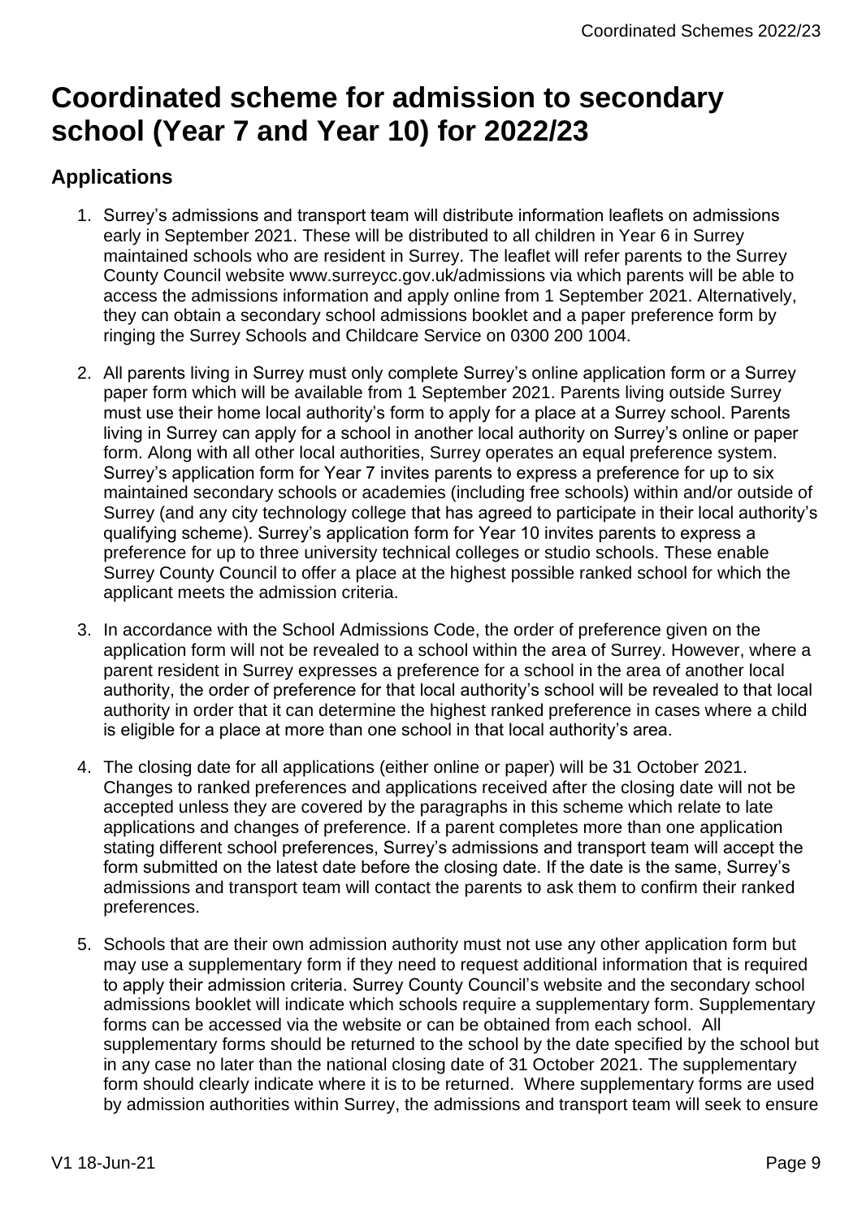# Coordinated scheme for admission to secondary school (Year 7 and Year 10) for 2022/23

## Applications

1. Surrey's admissions and transport team will distribute information leaflets on admissions early in September 2021. These will be distributed to all children in Year 6 in Surrey maintained schools who are resident in Surrey. The leaflet will refer parents to the Surrey County Council website www.surreycc.gov.uk/admissions via which parents will be able to access the admissions information and apply online from 1 September 2021. Alternatively, they can obtain a secondary school admissions booklet and a paper preference form by ringing the Surrey Schools and Childcare Service on 0300 200 1004.

2. All parents living in Surrey must only complete Surrey's online application form or a Surrey paper form which will be available from 1 September 2021. Parents living outside Surrey must use their home local authority's form to apply for a place at a Surrey school. Parents living in Surrey can apply for a school in another local authority on Surrey's online or paper form. Along with all other local authorities, Surrey operates an equal preference system. Surrey's application form for Year 7 invites parents to express a preference for up to six maintained secondary schools or academies (including free schools) within and/or outside of Surrey (and any city technology college that has agreed to participate in their local authority's qualifying scheme). Surrey's application form for Year 10 invites parents to express a preference for up to three university technical colleges or studio schools. These enable Surrey County Council to offer a place at the highest possible ranked school for which the applicant meets the admission criteria.

3. In accordance with the School Admissions Code, the order of preference given on the application form will not be revealed to a school within the area of Surrey. However, where a parent resident in Surrey expresses a preference for a school in the area of another local authority, the order of preference for that local authority's school will be revealed to that local authority in order that it can determine the highest ranked preference in cases where a child is eligible for a place at more than one school in that local authority's area.

4. The closing date for all applications (either online or paper) will be 31 October 2021. Changes to ranked preferences and applications received after the closing date will not be accepted unless they are covered by the paragraphs in this scheme which relate to late applications and changes of preference. If a parent completes more than one application stating different school preferences, Surrey's admissions and transport team will accept the form submitted on the latest date before the closing date. If the date is the same, Surrey's admissions and transport team will contact the parents to ask them to confirm their ranked preferences.

5. Schools that are their own admission authority must not use any other application form but may use a supplementary form if they need to request additional information that is required to apply their admission criteria. Surrey County Council's website and the secondary school admissions booklet will indicate which schools require a supplementary form. Supplementary forms can be accessed via the website or can be obtained from each school. All supplementary forms should be returned to the school by the date specified by the school but in any case no later than the national closing date of 31 October 2021. The supplementary form should clearly indicate where it is to be returned. Where supplementary forms are used by admission authorities within Surrey, the admissions and transport team will seek to ensure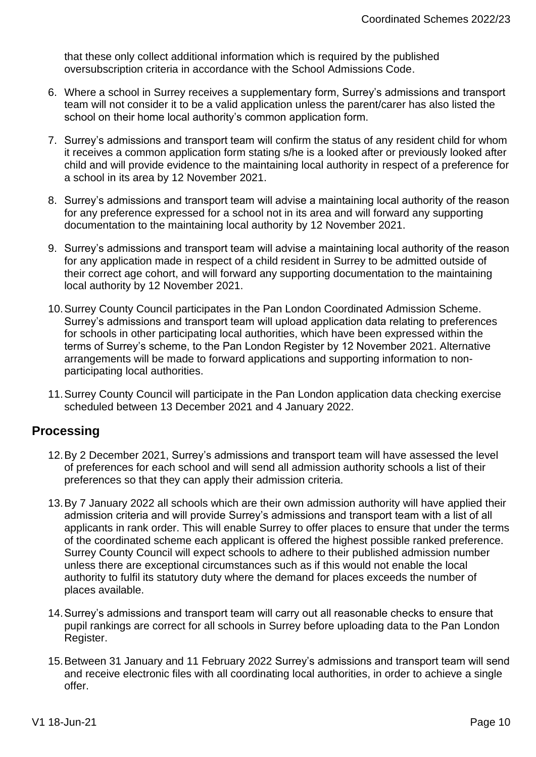that these only collect additional information which is required by the published oversubscription criteria in accordance with the School Admissions Code.

6. Where a school in Surrey receives a supplementary form, Surrey's admissions and transport team will not consider it to be a valid application unless the parent/carer has also listed the school on their home local authority's common application form.

7. Surrey's admissions and transport team will confirm the status of any resident child for whom it receives a common application form stating s/he is a looked after or previously looked after child and will provide evidence to the maintaining local authority in respect of a preference for a school in its area by 12 November 2021.

8. Surrey's admissions and transport team will advise a maintaining local authority of the reason for any preference expressed for a school not in its area and will forward any supporting documentation to the maintaining local authority by 12 November 2021.

9. Surrey's admissions and transport team will advise a maintaining local authority of the reason for any application made in respect of a child resident in Surrey to be admitted outside of their correct age cohort, and will forward any supporting documentation to the maintaining local authority by 12 November 2021.

10. Surrey County Council participates in the Pan London Coordinated Admission Scheme. Surrey's admissions and transport team will upload application data relating to preferences for schools in other participating local authorities, which have been expressed within the terms of Surrey's scheme, to the Pan London Register by 12 November 2021. Alternative arrangements will be made to forward applications and supporting information to non-participating local authorities.

11. Surrey County Council will participate in the Pan London application data checking exercise scheduled between 13 December 2021 and 4 January 2022.

## Processing

12. By 2 December 2021, Surrey's admissions and transport team will have assessed the level of preferences for each school and will send all admission authority schools a list of their preferences so that they can apply their admission criteria.

13. By 7 January 2022 all schools which are their own admission authority will have applied their admission criteria and will provide Surrey's admissions and transport team with a list of all applicants in rank order. This will enable Surrey to offer places to ensure that under the terms of the coordinated scheme each applicant is offered the highest possible ranked preference. Surrey County Council will expect schools to adhere to their published admission number unless there are exceptional circumstances such as if this would not enable the local authority to fulfil its statutory duty where the demand for places exceeds the number of places available.

14. Surrey's admissions and transport team will carry out all reasonable checks to ensure that pupil rankings are correct for all schools in Surrey before uploading data to the Pan London Register.

15. Between 31 January and 11 February 2022 Surrey's admissions and transport team will send and receive electronic files with all coordinating local authorities, in order to achieve a single offer.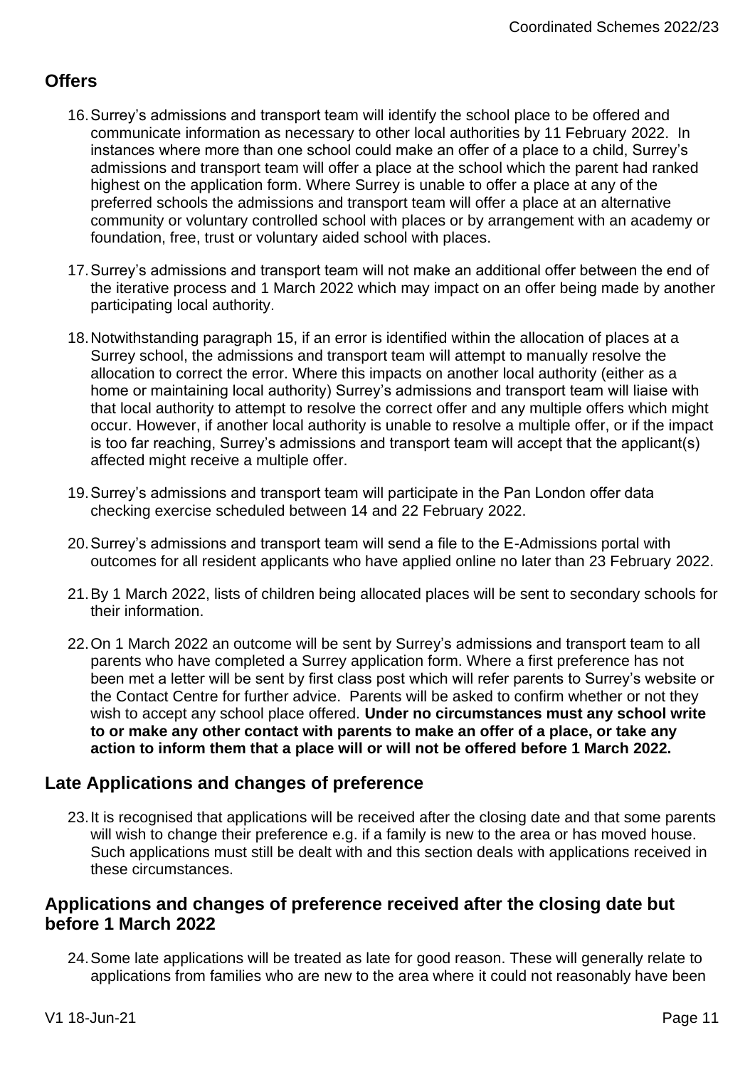## Offers

16. Surrey's admissions and transport team will identify the school place to be offered and communicate information as necessary to other local authorities by 11 February 2022. In instances where more than one school could make an offer of a place to a child, Surrey's admissions and transport team will offer a place at the school which the parent had ranked highest on the application form. Where Surrey is unable to offer a place at any of the preferred schools the admissions and transport team will offer a place at an alternative community or voluntary controlled school with places or by arrangement with an academy or foundation, free, trust or voluntary aided school with places.

17. Surrey's admissions and transport team will not make an additional offer between the end of the iterative process and 1 March 2022 which may impact on an offer being made by another participating local authority.

18. Notwithstanding paragraph 15, if an error is identified within the allocation of places at a Surrey school, the admissions and transport team will attempt to manually resolve the allocation to correct the error. Where this impacts on another local authority (either as a home or maintaining local authority) Surrey's admissions and transport team will liaise with that local authority to attempt to resolve the correct offer and any multiple offers which might occur. However, if another local authority is unable to resolve a multiple offer, or if the impact is too far reaching, Surrey's admissions and transport team will accept that the applicant(s) affected might receive a multiple offer.

19. Surrey's admissions and transport team will participate in the Pan London offer data checking exercise scheduled between 14 and 22 February 2022.

20. Surrey's admissions and transport team will send a file to the E-Admissions portal with outcomes for all resident applicants who have applied online no later than 23 February 2022.

21. By 1 March 2022, lists of children being allocated places will be sent to secondary schools for their information.

22. On 1 March 2022 an outcome will be sent by Surrey's admissions and transport team to all parents who have completed a Surrey application form. Where a first preference has not been met a letter will be sent by first class post which will refer parents to Surrey's website or the Contact Centre for further advice. Parents will be asked to confirm whether or not they wish to accept any school place offered. **Under no circumstances must any school write to or make any other contact with parents to make an offer of a place, or take any action to inform them that a place will or will not be offered before 1 March 2022.**

## Late Applications and changes of preference

23. It is recognised that applications will be received after the closing date and that some parents will wish to change their preference e.g. if a family is new to the area or has moved house. Such applications must still be dealt with and this section deals with applications received in these circumstances.

## Applications and changes of preference received after the closing date but before 1 March 2022

24. Some late applications will be treated as late for good reason. These will generally relate to applications from families who are new to the area where it could not reasonably have been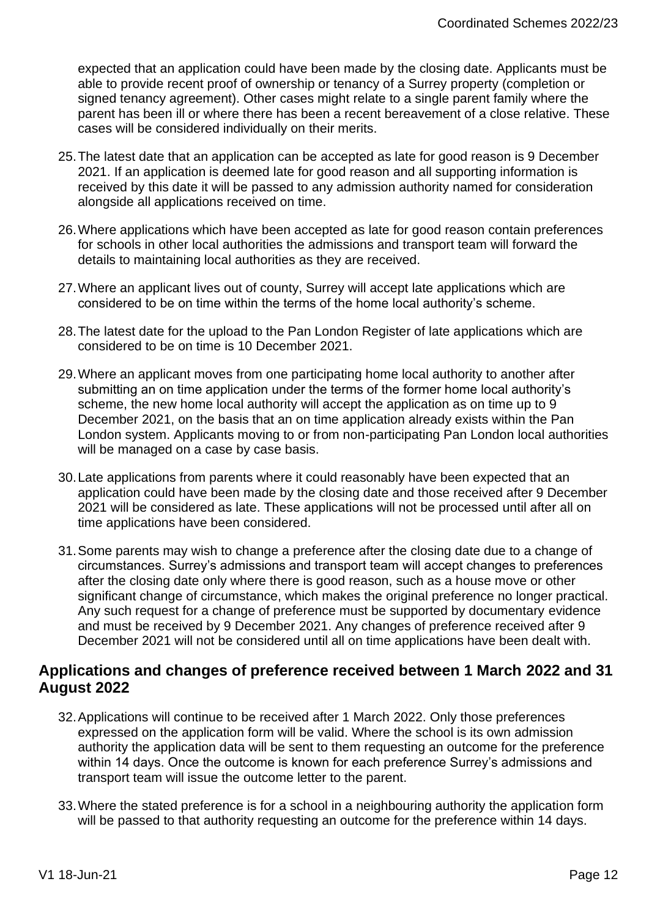expected that an application could have been made by the closing date. Applicants must be able to provide recent proof of ownership or tenancy of a Surrey property (completion or signed tenancy agreement). Other cases might relate to a single parent family where the parent has been ill or where there has been a recent bereavement of a close relative. These cases will be considered individually on their merits.

25. The latest date that an application can be accepted as late for good reason is 9 December 2021. If an application is deemed late for good reason and all supporting information is received by this date it will be passed to any admission authority named for consideration alongside all applications received on time.

26. Where applications which have been accepted as late for good reason contain preferences for schools in other local authorities the admissions and transport team will forward the details to maintaining local authorities as they are received.

27. Where an applicant lives out of county, Surrey will accept late applications which are considered to be on time within the terms of the home local authority's scheme.

28. The latest date for the upload to the Pan London Register of late applications which are considered to be on time is 10 December 2021.

29. Where an applicant moves from one participating home local authority to another after submitting an on time application under the terms of the former home local authority's scheme, the new home local authority will accept the application as on time up to 9 December 2021, on the basis that an on time application already exists within the Pan London system. Applicants moving to or from non-participating Pan London local authorities will be managed on a case by case basis.

30. Late applications from parents where it could reasonably have been expected that an application could have been made by the closing date and those received after 9 December 2021 will be considered as late. These applications will not be processed until after all on time applications have been considered.

31. Some parents may wish to change a preference after the closing date due to a change of circumstances. Surrey's admissions and transport team will accept changes to preferences after the closing date only where there is good reason, such as a house move or other significant change of circumstance, which makes the original preference no longer practical. Any such request for a change of preference must be supported by documentary evidence and must be received by 9 December 2021. Any changes of preference received after 9 December 2021 will not be considered until all on time applications have been dealt with.

## Applications and changes of preference received between 1 March 2022 and 31 August 2022

32. Applications will continue to be received after 1 March 2022. Only those preferences expressed on the application form will be valid. Where the school is its own admission authority the application data will be sent to them requesting an outcome for the preference within 14 days. Once the outcome is known for each preference Surrey's admissions and transport team will issue the outcome letter to the parent.

33. Where the stated preference is for a school in a neighbouring authority the application form will be passed to that authority requesting an outcome for the preference within 14 days.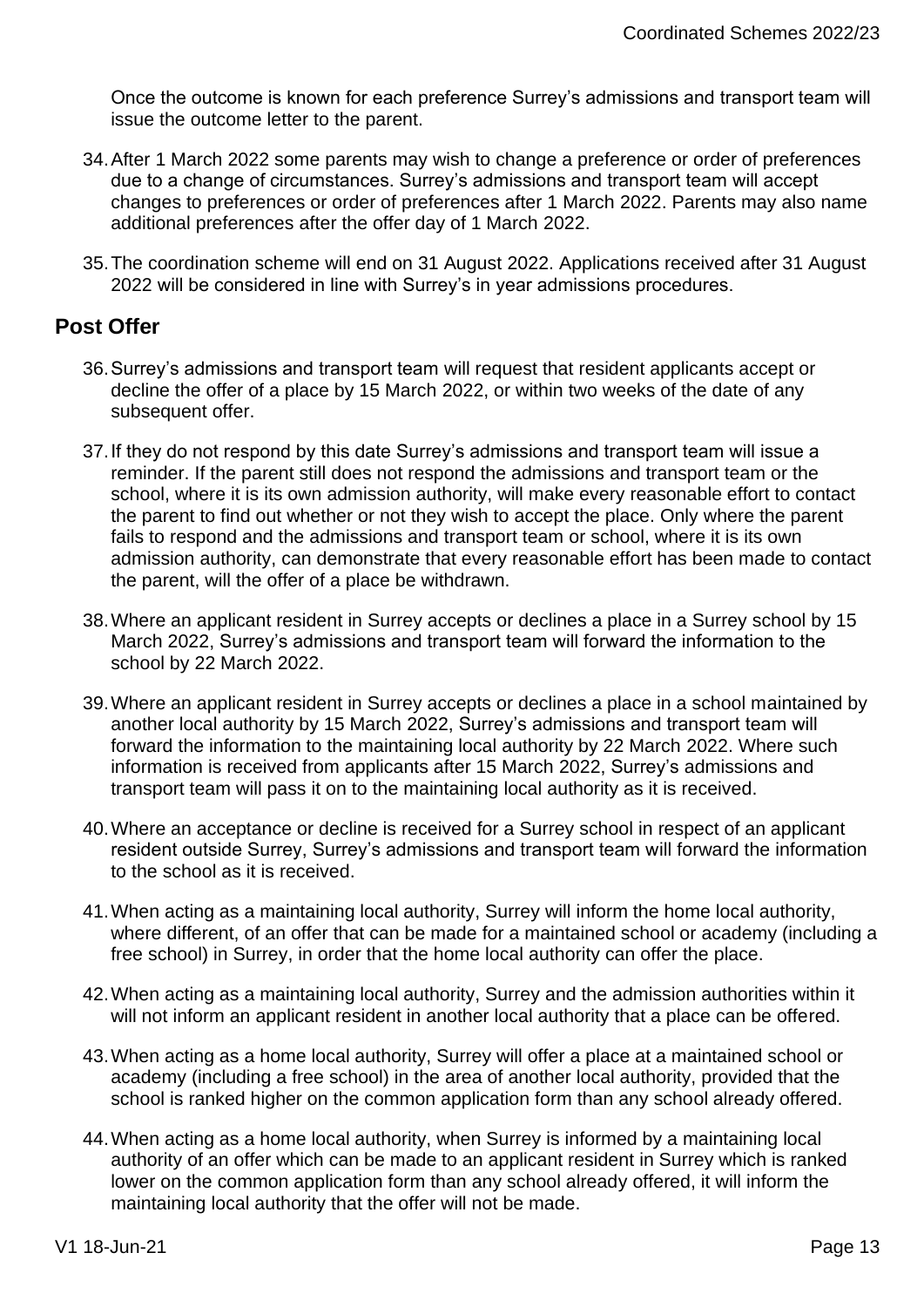Once the outcome is known for each preference Surrey's admissions and transport team will issue the outcome letter to the parent.

34. After 1 March 2022 some parents may wish to change a preference or order of preferences due to a change of circumstances. Surrey's admissions and transport team will accept changes to preferences or order of preferences after 1 March 2022. Parents may also name additional preferences after the offer day of 1 March 2022.

35. The coordination scheme will end on 31 August 2022. Applications received after 31 August 2022 will be considered in line with Surrey's in year admissions procedures.

## Post Offer

36. Surrey's admissions and transport team will request that resident applicants accept or decline the offer of a place by 15 March 2022, or within two weeks of the date of any subsequent offer.

37. If they do not respond by this date Surrey's admissions and transport team will issue a reminder. If the parent still does not respond the admissions and transport team or the school, where it is its own admission authority, will make every reasonable effort to contact the parent to find out whether or not they wish to accept the place. Only where the parent fails to respond and the admissions and transport team or school, where it is its own admission authority, can demonstrate that every reasonable effort has been made to contact the parent, will the offer of a place be withdrawn.

38. Where an applicant resident in Surrey accepts or declines a place in a Surrey school by 15 March 2022, Surrey's admissions and transport team will forward the information to the school by 22 March 2022.

39. Where an applicant resident in Surrey accepts or declines a place in a school maintained by another local authority by 15 March 2022, Surrey's admissions and transport team will forward the information to the maintaining local authority by 22 March 2022. Where such information is received from applicants after 15 March 2022, Surrey's admissions and transport team will pass it on to the maintaining local authority as it is received.

40. Where an acceptance or decline is received for a Surrey school in respect of an applicant resident outside Surrey, Surrey's admissions and transport team will forward the information to the school as it is received.

41. When acting as a maintaining local authority, Surrey will inform the home local authority, where different, of an offer that can be made for a maintained school or academy (including a free school) in Surrey, in order that the home local authority can offer the place.

42. When acting as a maintaining local authority, Surrey and the admission authorities within it will not inform an applicant resident in another local authority that a place can be offered.

43. When acting as a home local authority, Surrey will offer a place at a maintained school or academy (including a free school) in the area of another local authority, provided that the school is ranked higher on the common application form than any school already offered.

44. When acting as a home local authority, when Surrey is informed by a maintaining local authority of an offer which can be made to an applicant resident in Surrey which is ranked lower on the common application form than any school already offered, it will inform the maintaining local authority that the offer will not be made.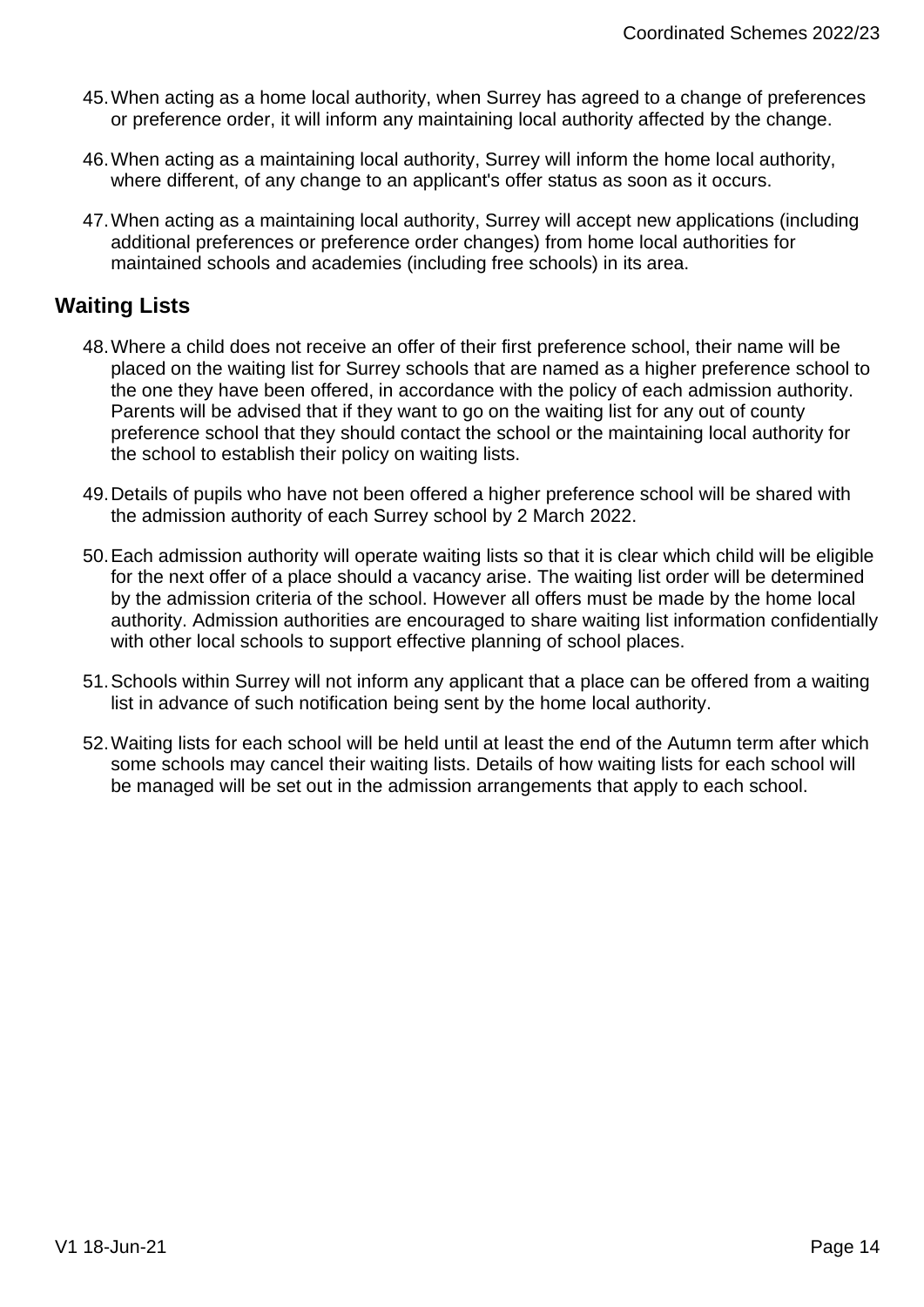45. When acting as a home local authority, when Surrey has agreed to a change of preferences or preference order, it will inform any maintaining local authority affected by the change.

46. When acting as a maintaining local authority, Surrey will inform the home local authority, where different, of any change to an applicant's offer status as soon as it occurs.

47. When acting as a maintaining local authority, Surrey will accept new applications (including additional preferences or preference order changes) from home local authorities for maintained schools and academies (including free schools) in its area.

## Waiting Lists

48. Where a child does not receive an offer of their first preference school, their name will be placed on the waiting list for Surrey schools that are named as a higher preference school to the one they have been offered, in accordance with the policy of each admission authority. Parents will be advised that if they want to go on the waiting list for any out of county preference school that they should contact the school or the maintaining local authority for the school to establish their policy on waiting lists.

49. Details of pupils who have not been offered a higher preference school will be shared with the admission authority of each Surrey school by 2 March 2022.

50. Each admission authority will operate waiting lists so that it is clear which child will be eligible for the next offer of a place should a vacancy arise. The waiting list order will be determined by the admission criteria of the school. However all offers must be made by the home local authority. Admission authorities are encouraged to share waiting list information confidentially with other local schools to support effective planning of school places.

51. Schools within Surrey will not inform any applicant that a place can be offered from a waiting list in advance of such notification being sent by the home local authority.

52. Waiting lists for each school will be held until at least the end of the Autumn term after which some schools may cancel their waiting lists. Details of how waiting lists for each school will be managed will be set out in the admission arrangements that apply to each school.